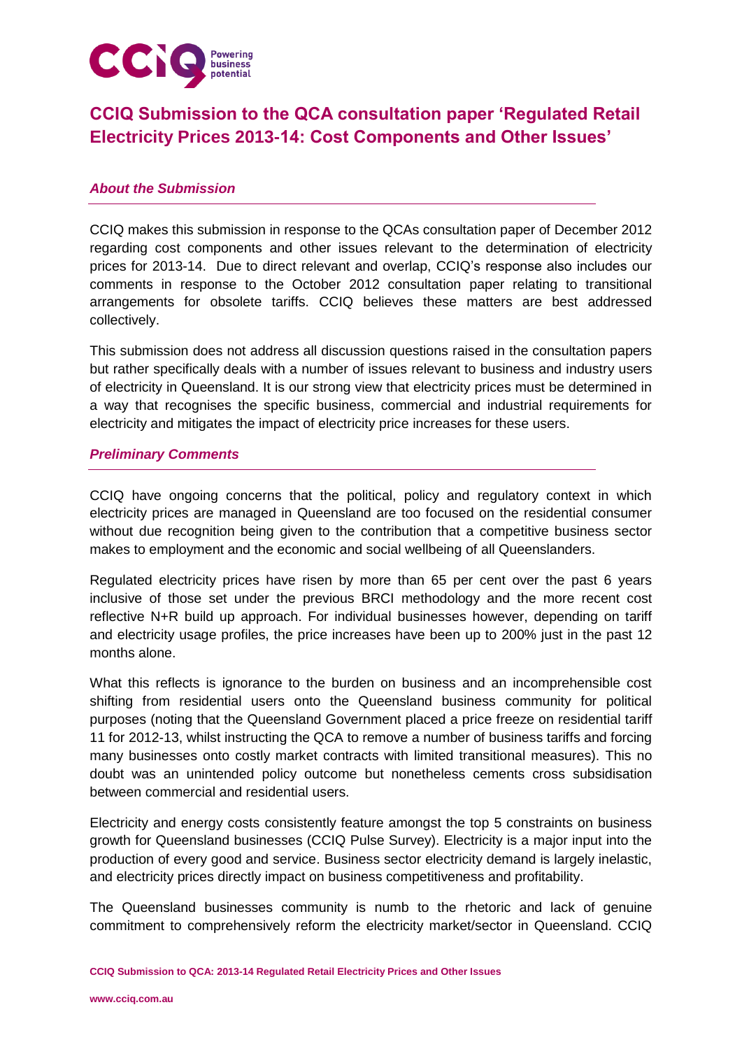# CCIQ Submission to the QCA consultation paper 'Regulated Retail Electricity Prices 2013-14: Cost Components and Other Issues'

## *About the Submission*

CCIQ makes this submission in response to the QCAs consultation paper of December 2012 regarding cost components and other issues relevant to the determination of electricity prices for 2013-14. Due to direct relevant and overlap, CCIQ's response also includes our comments in response to the October 2012 consultation paper relating to transitional arrangements for obsolete tariffs. CCIQ believes these matters are best addressed collectively.

This submission does not address all discussion questions raised in the consultation papers but rather specifically deals with a number of issues relevant to business and industry users of electricity in Queensland. It is our strong view that electricity prices must be determined in a way that recognises the specific business, commercial and industrial requirements for electricity and mitigates the impact of electricity price increases for these users.

## *Preliminary Comments*

CCIQ have ongoing concerns that the political, policy and regulatory context in which electricity prices are managed in Queensland are too focused on the residential consumer without due recognition being given to the contribution that a competitive business sector makes to employment and the economic and social wellbeing of all Queenslanders.

Regulated electricity prices have risen by more than 65 per cent over the past 6 years inclusive of those set under the previous BRCI methodology and the more recent cost reflective N+R build up approach. For individual businesses however, depending on tariff and electricity usage profiles, the price increases have been up to 200% just in the past 12 months alone.

What this reflects is ignorance to the burden on business and an incomprehensible cost shifting from residential users onto the Queensland business community for political purposes (noting that the Queensland Government placed a price freeze on residential tariff 11 for 2012-13, whilst instructing the QCA to remove a number of business tariffs and forcing many businesses onto costly market contracts with limited transitional measures). This no doubt was an unintended policy outcome but nonetheless cements cross subsidisation between commercial and residential users.

Electricity and energy costs consistently feature amongst the top 5 constraints on business growth for Queensland businesses (CCIQ Pulse Survey). Electricity is a major input into the production of every good and service. Business sector electricity demand is largely inelastic, and electricity prices directly impact on business competitiveness and profitability.

The Queensland businesses community is numb to the rhetoric and lack of genuine commitment to comprehensively reform the electricity market/sector in Queensland. CCIQ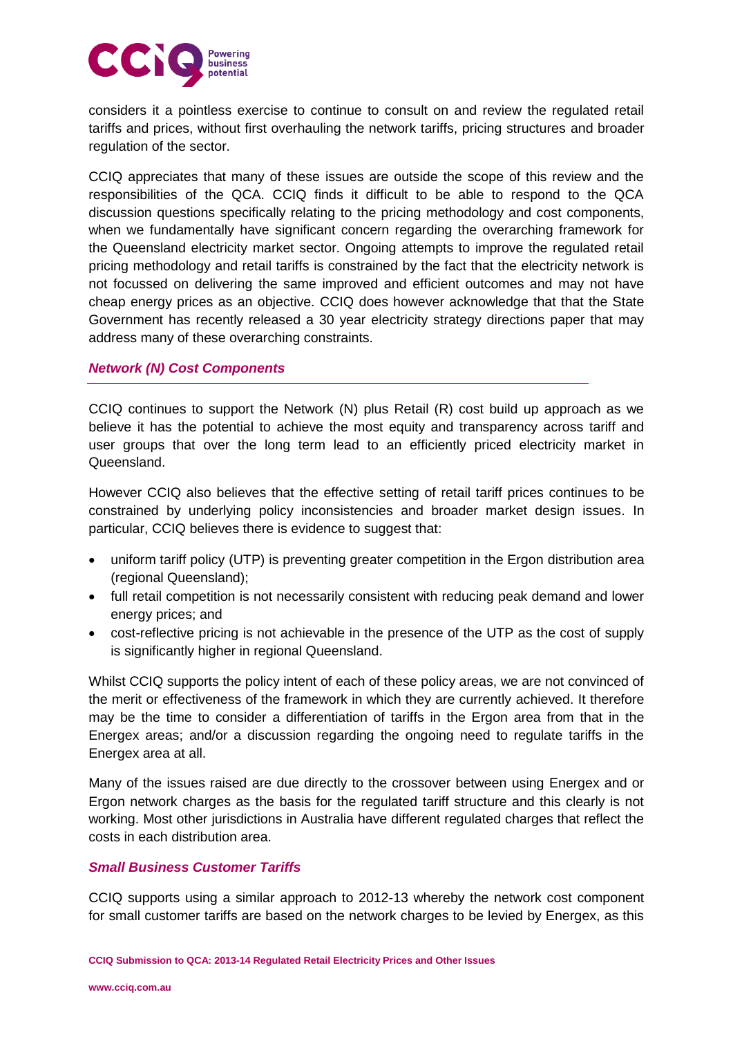considers it a pointless exercise to continue to consult on and review the regulated retail tariffs and prices, without first overhauling the network tariffs, pricing structures and broader regulation of the sector.

CCIQ appreciates that many of these issues are outside the scope of this review and the responsibilities of the QCA. CCIQ finds it difficult to be able to respond to the QCA discussion questions specifically relating to the pricing methodology and cost components, when we fundamentally have significant concern regarding the overarching framework for the Queensland electricity market sector. Ongoing attempts to improve the regulated retail pricing methodology and retail tariffs is constrained by the fact that the electricity network is not focussed on delivering the same improved and efficient outcomes and may not have cheap energy prices as an objective. CCIQ does however acknowledge that that the State Government has recently released a 30 year electricity strategy directions paper that may address many of these overarching constraints.

### *Network (N) Cost Components*

CCIQ continues to support the Network (N) plus Retail (R) cost build up approach as we believe it has the potential to achieve the most equity and transparency across tariff and user groups that over the long term lead to an efficiently priced electricity market in Queensland.

However CCIQ also believes that the effective setting of retail tariff prices continues to be constrained by underlying policy inconsistencies and broader market design issues. In particular, CCIQ believes there is evidence to suggest that:

- uniform tariff policy (UTP) is preventing greater competition in the Ergon distribution area (regional Queensland);
- full retail competition is not necessarily consistent with reducing peak demand and lower energy prices; and
- cost-reflective pricing is not achievable in the presence of the UTP as the cost of supply is significantly higher in regional Queensland.

Whilst CCIQ supports the policy intent of each of these policy areas, we are not convinced of the merit or effectiveness of the framework in which they are currently achieved. It therefore may be the time to consider a differentiation of tariffs in the Ergon area from that in the Energex areas; and/or a discussion regarding the ongoing need to regulate tariffs in the Energex area at all.

Many of the issues raised are due directly to the crossover between using Energex and or Ergon network charges as the basis for the regulated tariff structure and this clearly is not working. Most other jurisdictions in Australia have different regulated charges that reflect the costs in each distribution area.

### *Small Business Customer Tariffs*

CCIQ supports using a similar approach to 2012-13 whereby the network cost component for small customer tariffs are based on the network charges to be levied by Energex, as this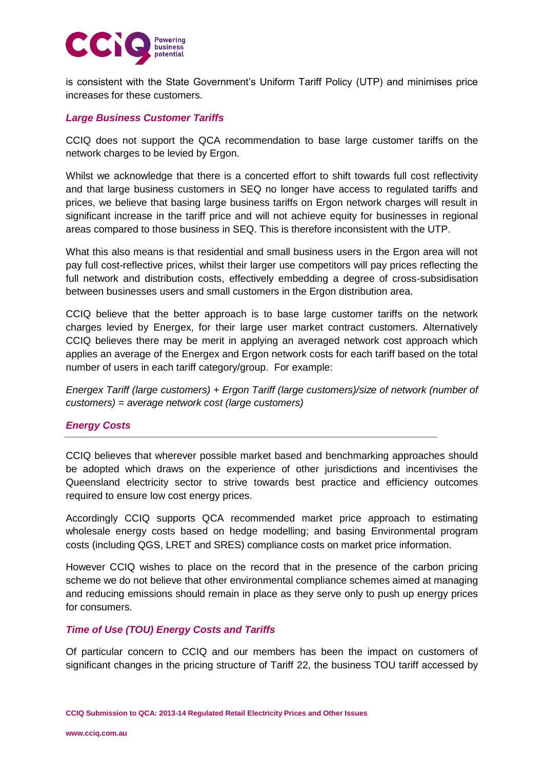is consistent with the State Government's Uniform Tariff Policy (UTP) and minimises price increases for these customers.

### *Large Business Customer Tariffs*

CCIQ does not support the QCA recommendation to base large customer tariffs on the network charges to be levied by Ergon.

Whilst we acknowledge that there is a concerted effort to shift towards full cost reflectivity and that large business customers in SEQ no longer have access to regulated tariffs and prices, we believe that basing large business tariffs on Ergon network charges will result in significant increase in the tariff price and will not achieve equity for businesses in regional areas compared to those business in SEQ. This is therefore inconsistent with the UTP.

What this also means is that residential and small business users in the Ergon area will not pay full cost-reflective prices, whilst their larger use competitors will pay prices reflecting the full network and distribution costs, effectively embedding a degree of cross-subsidisation between businesses users and small customers in the Ergon distribution area.

CCIQ believe that the better approach is to base large customer tariffs on the network charges levied by Energex, for their large user market contract customers. Alternatively CCIQ believes there may be merit in applying an averaged network cost approach which applies an average of the Energex and Ergon network costs for each tariff based on the total number of users in each tariff category/group. For example:

*Energex Tariff (large customers) + Ergon Tariff (large customers)/size of network (number of customers) = average network cost (large customers)*

### *Energy Costs*

CCIQ believes that wherever possible market based and benchmarking approaches should be adopted which draws on the experience of other jurisdictions and incentivises the Queensland electricity sector to strive towards best practice and efficiency outcomes required to ensure low cost energy prices.

Accordingly CCIQ supports QCA recommended market price approach to estimating wholesale energy costs based on hedge modelling; and basing Environmental program costs (including QGS, LRET and SRES) compliance costs on market price information.

However CCIQ wishes to place on the record that in the presence of the carbon pricing scheme we do not believe that other environmental compliance schemes aimed at managing and reducing emissions should remain in place as they serve only to push up energy prices for consumers.

### *Time of Use (TOU) Energy Costs and Tariffs*

Of particular concern to CCIQ and our members has been the impact on customers of significant changes in the pricing structure of Tariff 22, the business TOU tariff accessed by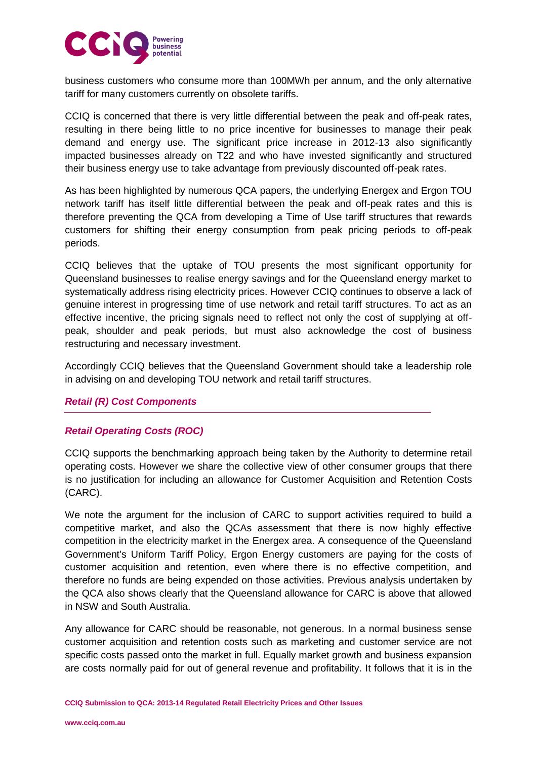business customers who consume more than 100MWh per annum, and the only alternative tariff for many customers currently on obsolete tariffs.

CCIQ is concerned that there is very little differential between the peak and off-peak rates, resulting in there being little to no price incentive for businesses to manage their peak demand and energy use. The significant price increase in 2012-13 also significantly impacted businesses already on T22 and who have invested significantly and structured their business energy use to take advantage from previously discounted off-peak rates.

As has been highlighted by numerous QCA papers, the underlying Energex and Ergon TOU network tariff has itself little differential between the peak and off-peak rates and this is therefore preventing the QCA from developing a Time of Use tariff structures that rewards customers for shifting their energy consumption from peak pricing periods to off-peak periods.

CCIQ believes that the uptake of TOU presents the most significant opportunity for Queensland businesses to realise energy savings and for the Queensland energy market to systematically address rising electricity prices. However CCIQ continues to observe a lack of genuine interest in progressing time of use network and retail tariff structures. To act as an effective incentive, the pricing signals need to reflect not only the cost of supplying at off-peak, shoulder and peak periods, but must also acknowledge the cost of business restructuring and necessary investment.

Accordingly CCIQ believes that the Queensland Government should take a leadership role in advising on and developing TOU network and retail tariff structures.

## *Retail (R) Cost Components*

### *Retail Operating Costs (ROC)*

CCIQ supports the benchmarking approach being taken by the Authority to determine retail operating costs. However we share the collective view of other consumer groups that there is no justification for including an allowance for Customer Acquisition and Retention Costs (CARC).

We note the argument for the inclusion of CARC to support activities required to build a competitive market, and also the QCAs assessment that there is now highly effective competition in the electricity market in the Energex area. A consequence of the Queensland Government's Uniform Tariff Policy, Ergon Energy customers are paying for the costs of customer acquisition and retention, even where there is no effective competition, and therefore no funds are being expended on those activities. Previous analysis undertaken by the QCA also shows clearly that the Queensland allowance for CARC is above that allowed in NSW and South Australia.

Any allowance for CARC should be reasonable, not generous. In a normal business sense customer acquisition and retention costs such as marketing and customer service are not specific costs passed onto the market in full. Equally market growth and business expansion are costs normally paid for out of general revenue and profitability. It follows that it is in the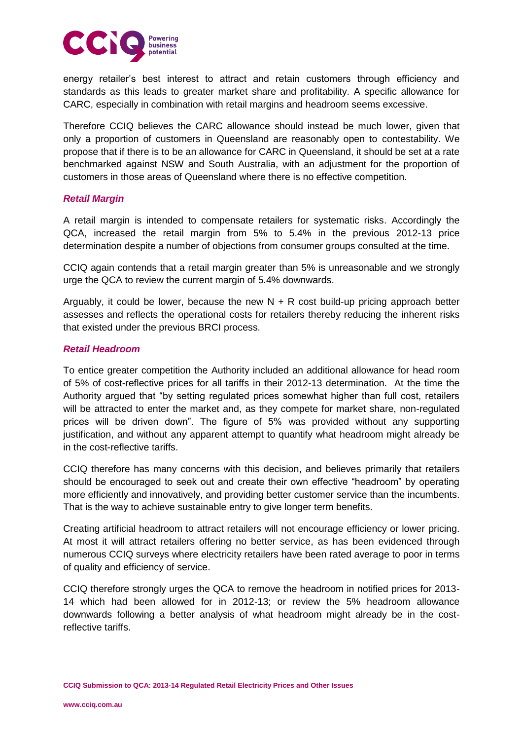energy retailer's best interest to attract and retain customers through efficiency and standards as this leads to greater market share and profitability. A specific allowance for CARC, especially in combination with retail margins and headroom seems excessive.

Therefore CCIQ believes the CARC allowance should instead be much lower, given that only a proportion of customers in Queensland are reasonably open to contestability. We propose that if there is to be an allowance for CARC in Queensland, it should be set at a rate benchmarked against NSW and South Australia, with an adjustment for the proportion of customers in those areas of Queensland where there is no effective competition.

### *Retail Margin*

A retail margin is intended to compensate retailers for systematic risks. Accordingly the QCA, increased the retail margin from 5% to 5.4% in the previous 2012-13 price determination despite a number of objections from consumer groups consulted at the time.

CCIQ again contends that a retail margin greater than 5% is unreasonable and we strongly urge the QCA to review the current margin of 5.4% downwards.

Arguably, it could be lower, because the new N + R cost build-up pricing approach better assesses and reflects the operational costs for retailers thereby reducing the inherent risks that existed under the previous BRCI process.

### *Retail Headroom*

To entice greater competition the Authority included an additional allowance for head room of 5% of cost-reflective prices for all tariffs in their 2012-13 determination. At the time the Authority argued that "by setting regulated prices somewhat higher than full cost, retailers will be attracted to enter the market and, as they compete for market share, non-regulated prices will be driven down". The figure of 5% was provided without any supporting justification, and without any apparent attempt to quantify what headroom might already be in the cost-reflective tariffs.

CCIQ therefore has many concerns with this decision, and believes primarily that retailers should be encouraged to seek out and create their own effective "headroom" by operating more efficiently and innovatively, and providing better customer service than the incumbents. That is the way to achieve sustainable entry to give longer term benefits.

Creating artificial headroom to attract retailers will not encourage efficiency or lower pricing. At most it will attract retailers offering no better service, as has been evidenced through numerous CCIQ surveys where electricity retailers have been rated average to poor in terms of quality and efficiency of service.

CCIQ therefore strongly urges the QCA to remove the headroom in notified prices for 2013-14 which had been allowed for in 2012-13; or review the 5% headroom allowance downwards following a better analysis of what headroom might already be in the cost-reflective tariffs.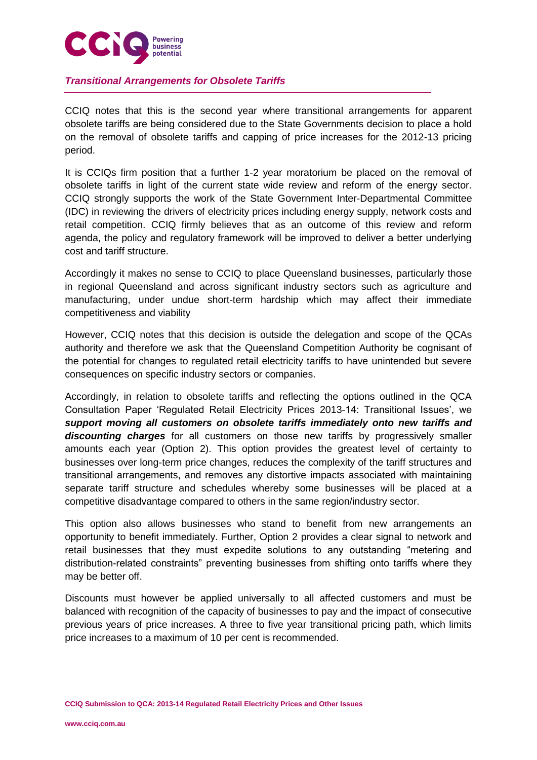### *Transitional Arrangements for Obsolete Tariffs*

CCIQ notes that this is the second year where transitional arrangements for apparent obsolete tariffs are being considered due to the State Governments decision to place a hold on the removal of obsolete tariffs and capping of price increases for the 2012-13 pricing period.

It is CCIQs firm position that a further 1-2 year moratorium be placed on the removal of obsolete tariffs in light of the current state wide review and reform of the energy sector. CCIQ strongly supports the work of the State Government Inter-Departmental Committee (IDC) in reviewing the drivers of electricity prices including energy supply, network costs and retail competition. CCIQ firmly believes that as an outcome of this review and reform agenda, the policy and regulatory framework will be improved to deliver a better underlying cost and tariff structure.

Accordingly it makes no sense to CCIQ to place Queensland businesses, particularly those in regional Queensland and across significant industry sectors such as agriculture and manufacturing, under undue short-term hardship which may affect their immediate competitiveness and viability

However, CCIQ notes that this decision is outside the delegation and scope of the QCAs authority and therefore we ask that the Queensland Competition Authority be cognisant of the potential for changes to regulated retail electricity tariffs to have unintended but severe consequences on specific industry sectors or companies.

Accordingly, in relation to obsolete tariffs and reflecting the options outlined in the QCA Consultation Paper 'Regulated Retail Electricity Prices 2013-14: Transitional Issues', we ***support moving all customers on obsolete tariffs immediately onto new tariffs and discounting charges*** for all customers on those new tariffs by progressively smaller amounts each year (Option 2). This option provides the greatest level of certainty to businesses over long-term price changes, reduces the complexity of the tariff structures and transitional arrangements, and removes any distortive impacts associated with maintaining separate tariff structure and schedules whereby some businesses will be placed at a competitive disadvantage compared to others in the same region/industry sector.

This option also allows businesses who stand to benefit from new arrangements an opportunity to benefit immediately. Further, Option 2 provides a clear signal to network and retail businesses that they must expedite solutions to any outstanding "metering and distribution-related constraints" preventing businesses from shifting onto tariffs where they may be better off.

Discounts must however be applied universally to all affected customers and must be balanced with recognition of the capacity of businesses to pay and the impact of consecutive previous years of price increases. A three to five year transitional pricing path, which limits price increases to a maximum of 10 per cent is recommended.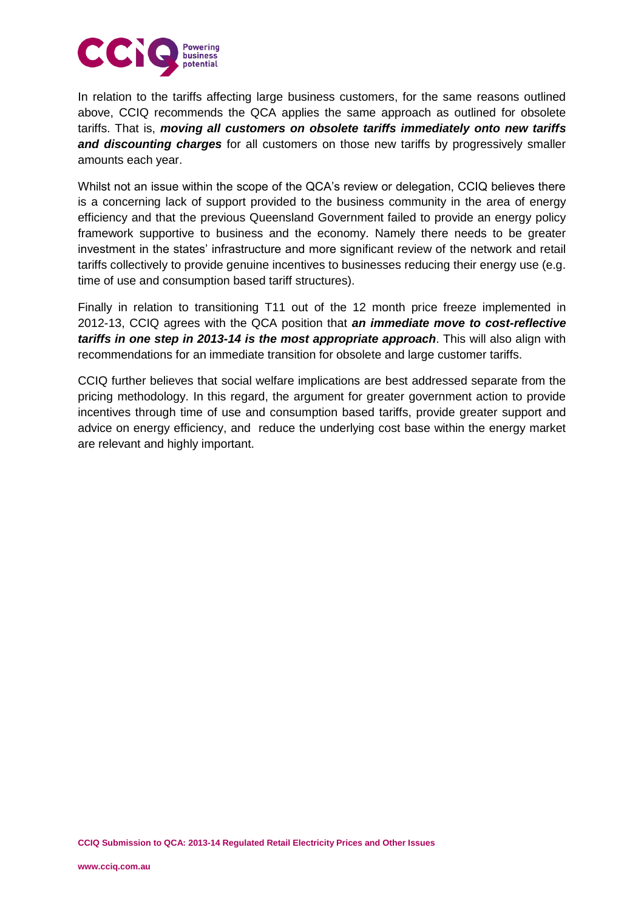In relation to the tariffs affecting large business customers, for the same reasons outlined above, CCIQ recommends the QCA applies the same approach as outlined for obsolete tariffs. That is, ***moving all customers on obsolete tariffs immediately onto new tariffs and discounting charges*** for all customers on those new tariffs by progressively smaller amounts each year.

Whilst not an issue within the scope of the QCA's review or delegation, CCIQ believes there is a concerning lack of support provided to the business community in the area of energy efficiency and that the previous Queensland Government failed to provide an energy policy framework supportive to business and the economy. Namely there needs to be greater investment in the states' infrastructure and more significant review of the network and retail tariffs collectively to provide genuine incentives to businesses reducing their energy use (e.g. time of use and consumption based tariff structures).

Finally in relation to transitioning T11 out of the 12 month price freeze implemented in 2012-13, CCIQ agrees with the QCA position that ***an immediate move to cost-reflective tariffs in one step in 2013-14 is the most appropriate approach***. This will also align with recommendations for an immediate transition for obsolete and large customer tariffs.

CCIQ further believes that social welfare implications are best addressed separate from the pricing methodology. In this regard, the argument for greater government action to provide incentives through time of use and consumption based tariffs, provide greater support and advice on energy efficiency, and reduce the underlying cost base within the energy market are relevant and highly important.